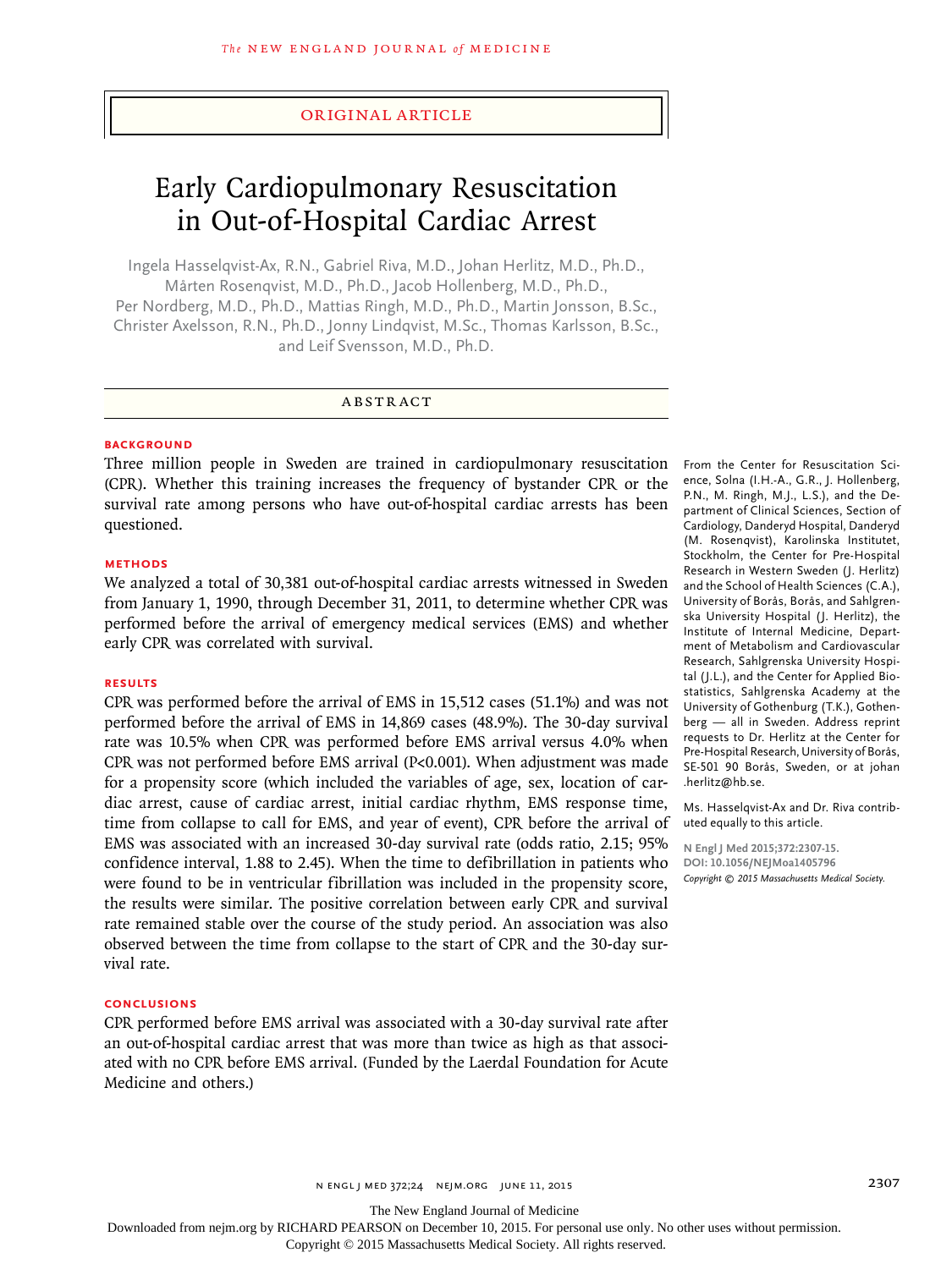ORIGINAL ARTICLE

# Early Cardiopulmonary Resuscitation in Out-of-Hospital Cardiac Arrest

Ingela Hasselqvist-Ax, R.N., Gabriel Riva, M.D., Johan Herlitz, M.D., Ph.D., Mårten Rosenqvist, M.D., Ph.D., Jacob Hollenberg, M.D., Ph.D., Per Nordberg, M.D., Ph.D., Mattias Ringh, M.D., Ph.D., Martin Jonsson, B.Sc., Christer Axelsson, R.N., Ph.D., Jonny Lindqvist, M.Sc., Thomas Karlsson, B.Sc., and Leif Svensson, M.D., Ph.D.

## ABSTRACT

### BACKGROUND

Three million people in Sweden are trained in cardiopulmonary resuscitation (CPR). Whether this training increases the frequency of bystander CPR or the survival rate among persons who have out-of-hospital cardiac arrests has been questioned.

### METHODS

We analyzed a total of 30,381 out-of-hospital cardiac arrests witnessed in Sweden from January 1, 1990, through December 31, 2011, to determine whether CPR was performed before the arrival of emergency medical services (EMS) and whether early CPR was correlated with survival.

### RESULTS

CPR was performed before the arrival of EMS in 15,512 cases (51.1%) and was not performed before the arrival of EMS in 14,869 cases (48.9%). The 30-day survival rate was 10.5% when CPR was performed before EMS arrival versus 4.0% when CPR was not performed before EMS arrival (P<0.001). When adjustment was made for a propensity score (which included the variables of age, sex, location of cardiac arrest, cause of cardiac arrest, initial cardiac rhythm, EMS response time, time from collapse to call for EMS, and year of event), CPR before the arrival of EMS was associated with an increased 30-day survival rate (odds ratio, 2.15; 95% confidence interval, 1.88 to 2.45). When the time to defibrillation in patients who were found to be in ventricular fibrillation was included in the propensity score, the results were similar. The positive correlation between early CPR and survival rate remained stable over the course of the study period. An association was also observed between the time from collapse to the start of CPR and the 30-day survival rate.

### CONCLUSIONS

CPR performed before EMS arrival was associated with a 30-day survival rate after an out-of-hospital cardiac arrest that was more than twice as high as that associated with no CPR before EMS arrival. (Funded by the Laerdal Foundation for Acute Medicine and others.)

From the Center for Resuscitation Science, Solna (I.H.-A., G.R., J. Hollenberg, P.N., M. Ringh, M.J., L.S.), and the Department of Clinical Sciences, Section of Cardiology, Danderyd Hospital, Danderyd (M. Rosenqvist), Karolinska Institutet, Stockholm, the Center for Pre-Hospital Research in Western Sweden (J. Herlitz) and the School of Health Sciences (C.A.), University of Borås, Borås, and Sahlgrenska University Hospital (J. Herlitz), the Institute of Internal Medicine, Department of Metabolism and Cardiovascular Research, Sahlgrenska University Hospital (J.L.), and the Center for Applied Biostatistics, Sahlgrenska Academy at the University of Gothenburg (T.K.), Gothenberg — all in Sweden. Address reprint requests to Dr. Herlitz at the Center for Pre-Hospital Research, University of Borås, SE-501 90 Borås, Sweden, or at johan.herlitz@hb.se.

Ms. Hasselqvist-Ax and Dr. Riva contributed equally to this article.

N Engl J Med 2015;372:2307-15.
DOI: 10.1056/NEJMoa1405796
Copyright © 2015 Massachusetts Medical Society.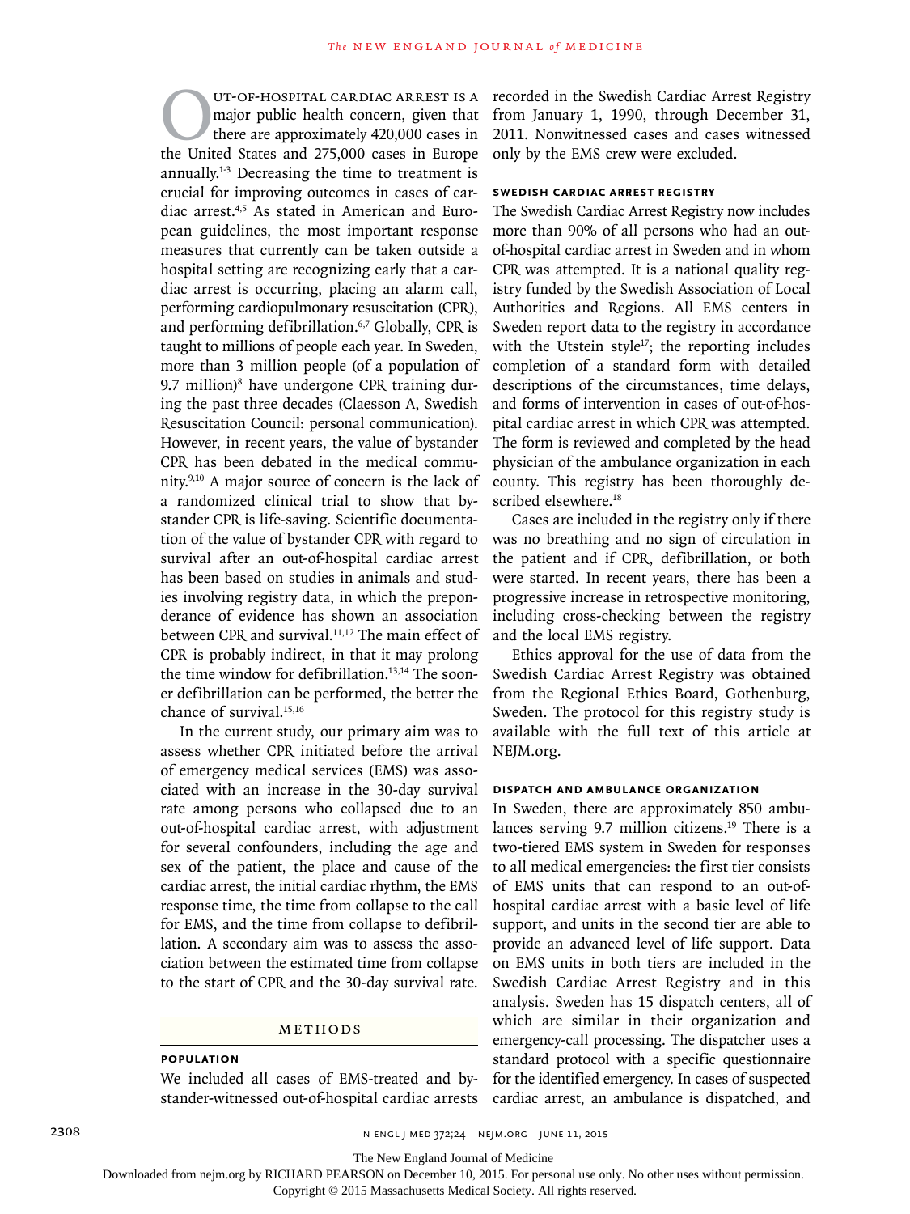Out-of-hospital cardiac arrest is a major public health concern, given that there are approximately 420,000 cases in the United States and 275,000 cases in Europe annually.[1-3] Decreasing the time to treatment is crucial for improving outcomes in cases of cardiac arrest.[4,5] As stated in American and European guidelines, the most important response measures that currently can be taken outside a hospital setting are recognizing early that a cardiac arrest is occurring, placing an alarm call, performing cardiopulmonary resuscitation (CPR), and performing defibrillation.[6,7] Globally, CPR is taught to millions of people each year. In Sweden, more than 3 million people (of a population of 9.7 million)[8] have undergone CPR training during the past three decades (Claesson A, Swedish Resuscitation Council: personal communication). However, in recent years, the value of bystander CPR has been debated in the medical community.[9,10] A major source of concern is the lack of a randomized clinical trial to show that bystander CPR is life-saving. Scientific documentation of the value of bystander CPR with regard to survival after an out-of-hospital cardiac arrest has been based on studies in animals and studies involving registry data, in which the preponderance of evidence has shown an association between CPR and survival.[11,12] The main effect of CPR is probably indirect, in that it may prolong the time window for defibrillation.[13,14] The sooner defibrillation can be performed, the better the chance of survival.[15,16]

In the current study, our primary aim was to assess whether CPR initiated before the arrival of emergency medical services (EMS) was associated with an increase in the 30-day survival rate among persons who collapsed due to an out-of-hospital cardiac arrest, with adjustment for several confounders, including the age and sex of the patient, the place and cause of the cardiac arrest, the initial cardiac rhythm, the EMS response time, the time from collapse to the call for EMS, and the time from collapse to defibrillation. A secondary aim was to assess the association between the estimated time from collapse to the start of CPR and the 30-day survival rate.

## Methods

### Population

We included all cases of EMS-treated and bystander-witnessed out-of-hospital cardiac arrests recorded in the Swedish Cardiac Arrest Registry from January 1, 1990, through December 31, 2011. Nonwitnessed cases and cases witnessed only by the EMS crew were excluded.

### Swedish Cardiac Arrest Registry

The Swedish Cardiac Arrest Registry now includes more than 90% of all persons who had an out-of-hospital cardiac arrest in Sweden and in whom CPR was attempted. It is a national quality registry funded by the Swedish Association of Local Authorities and Regions. All EMS centers in Sweden report data to the registry in accordance with the Utstein style[17]; the reporting includes completion of a standard form with detailed descriptions of the circumstances, time delays, and forms of intervention in cases of out-of-hospital cardiac arrest in which CPR was attempted. The form is reviewed and completed by the head physician of the ambulance organization in each county. This registry has been thoroughly described elsewhere.[18]

Cases are included in the registry only if there was no breathing and no sign of circulation in the patient and if CPR, defibrillation, or both were started. In recent years, there has been a progressive increase in retrospective monitoring, including cross-checking between the registry and the local EMS registry.

Ethics approval for the use of data from the Swedish Cardiac Arrest Registry was obtained from the Regional Ethics Board, Gothenburg, Sweden. The protocol for this registry study is available with the full text of this article at NEJM.org.

### Dispatch and Ambulance Organization

In Sweden, there are approximately 850 ambulances serving 9.7 million citizens.[19] There is a two-tiered EMS system in Sweden for responses to all medical emergencies: the first tier consists of EMS units that can respond to an out-of-hospital cardiac arrest with a basic level of life support, and units in the second tier are able to provide an advanced level of life support. Data on EMS units in both tiers are included in the Swedish Cardiac Arrest Registry and in this analysis. Sweden has 15 dispatch centers, all of which are similar in their organization and emergency-call processing. The dispatcher uses a standard protocol with a specific questionnaire for the identified emergency. In cases of suspected cardiac arrest, an ambulance is dispatched, and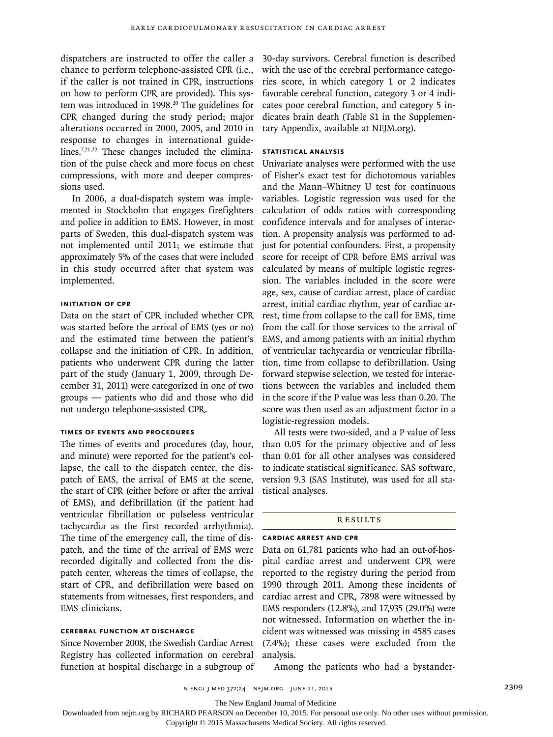dispatchers are instructed to offer the caller a chance to perform telephone-assisted CPR (i.e., if the caller is not trained in CPR, instructions on how to perform CPR are provided). This system was introduced in 1998.[20] The guidelines for CPR changed during the study period; major alterations occurred in 2000, 2005, and 2010 in response to changes in international guidelines.[7,21,22] These changes included the elimination of the pulse check and more focus on chest compressions, with more and deeper compressions used.

In 2006, a dual-dispatch system was implemented in Stockholm that engages firefighters and police in addition to EMS. However, in most parts of Sweden, this dual-dispatch system was not implemented until 2011; we estimate that approximately 5% of the cases that were included in this study occurred after that system was implemented.

### INITIATION OF CPR

Data on the start of CPR included whether CPR was started before the arrival of EMS (yes or no) and the estimated time between the patient's collapse and the initiation of CPR. In addition, patients who underwent CPR during the latter part of the study (January 1, 2009, through December 31, 2011) were categorized in one of two groups — patients who did and those who did not undergo telephone-assisted CPR.

### TIMES OF EVENTS AND PROCEDURES

The times of events and procedures (day, hour, and minute) were reported for the patient's collapse, the call to the dispatch center, the dispatch of EMS, the arrival of EMS at the scene, the start of CPR (either before or after the arrival of EMS), and defibrillation (if the patient had ventricular fibrillation or pulseless ventricular tachycardia as the first recorded arrhythmia). The time of the emergency call, the time of dispatch, and the time of the arrival of EMS were recorded digitally and collected from the dispatch center, whereas the times of collapse, the start of CPR, and defibrillation were based on statements from witnesses, first responders, and EMS clinicians.

### CEREBRAL FUNCTION AT DISCHARGE

Since November 2008, the Swedish Cardiac Arrest Registry has collected information on cerebral function at hospital discharge in a subgroup of 30-day survivors. Cerebral function is described with the use of the cerebral performance categories score, in which category 1 or 2 indicates favorable cerebral function, category 3 or 4 indicates poor cerebral function, and category 5 indicates brain death (Table S1 in the Supplementary Appendix, available at NEJM.org).

### STATISTICAL ANALYSIS

Univariate analyses were performed with the use of Fisher's exact test for dichotomous variables and the Mann–Whitney U test for continuous variables. Logistic regression was used for the calculation of odds ratios with corresponding confidence intervals and for analyses of interaction. A propensity analysis was performed to adjust for potential confounders. First, a propensity score for receipt of CPR before EMS arrival was calculated by means of multiple logistic regression. The variables included in the score were age, sex, cause of cardiac arrest, place of cardiac arrest, initial cardiac rhythm, year of cardiac arrest, time from collapse to the call for EMS, time from the call for those services to the arrival of EMS, and among patients with an initial rhythm of ventricular tachycardia or ventricular fibrillation, time from collapse to defibrillation. Using forward stepwise selection, we tested for interactions between the variables and included them in the score if the P value was less than 0.20. The score was then used as an adjustment factor in a logistic-regression models.

All tests were two-sided, and a P value of less than 0.05 for the primary objective and of less than 0.01 for all other analyses was considered to indicate statistical significance. SAS software, version 9.3 (SAS Institute), was used for all statistical analyses.

## RESULTS

### CARDIAC ARREST AND CPR

Data on 61,781 patients who had an out-of-hospital cardiac arrest and underwent CPR were reported to the registry during the period from 1990 through 2011. Among these incidents of cardiac arrest and CPR, 7898 were witnessed by EMS responders (12.8%), and 17,935 (29.0%) were not witnessed. Information on whether the incident was witnessed was missing in 4585 cases (7.4%); these cases were excluded from the analysis.

Among the patients who had a bystander-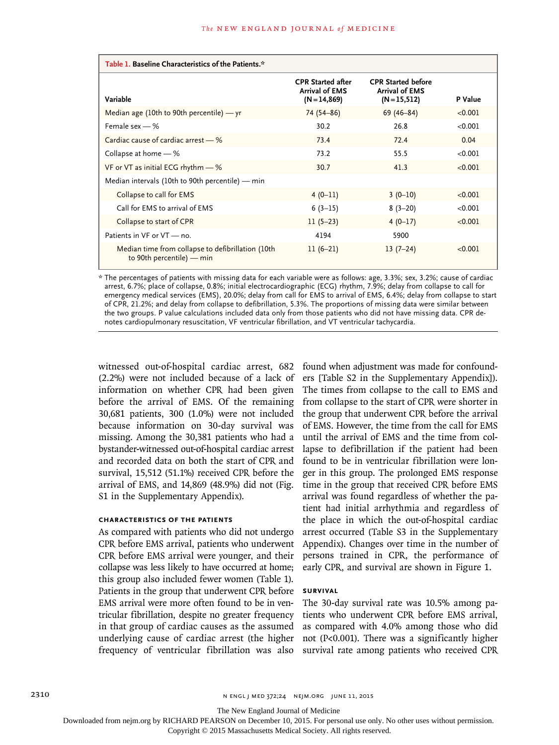**Table 1. Baseline Characteristics of the Patients.***

| Variable | CPR Started after Arrival of EMS (N=14,869) | CPR Started before Arrival of EMS (N=15,512) | P Value |
|---|---|---|---|
| Median age (10th to 90th percentile) — yr | 74 (54–86) | 69 (46–84) | <0.001 |
| Female sex — % | 30.2 | 26.8 | <0.001 |
| Cardiac cause of cardiac arrest — % | 73.4 | 72.4 | 0.04 |
| Collapse at home — % | 73.2 | 55.5 | <0.001 |
| VF or VT as initial ECG rhythm — % | 30.7 | 41.3 | <0.001 |
| Median intervals (10th to 90th percentile) — min | | | |
| Collapse to call for EMS | 4 (0–11) | 3 (0–10) | <0.001 |
| Call for EMS to arrival of EMS | 6 (3–15) | 8 (3–20) | <0.001 |
| Collapse to start of CPR | 11 (5–23) | 4 (0–17) | <0.001 |
| Patients in VF or VT — no. | 4194 | 5900 | |
| Median time from collapse to defibrillation (10th to 90th percentile) — min | 11 (6–21) | 13 (7–24) | <0.001 |

\* The percentages of patients with missing data for each variable were as follows: age, 3.3%; sex, 3.2%; cause of cardiac arrest, 6.7%; place of collapse, 0.8%; initial electrocardiographic (ECG) rhythm, 7.9%; delay from collapse to call for emergency medical services (EMS), 20.0%; delay from call for EMS to arrival of EMS, 6.4%; delay from collapse to start of CPR, 21.2%; and delay from collapse to defibrillation, 5.3%. The proportions of missing data were similar between the two groups. P value calculations included data only from those patients who did not have missing data. CPR denotes cardiopulmonary resuscitation, VF ventricular fibrillation, and VT ventricular tachycardia.

witnessed out-of-hospital cardiac arrest, 682 (2.2%) were not included because of a lack of information on whether CPR had been given before the arrival of EMS. Of the remaining 30,681 patients, 300 (1.0%) were not included because information on 30-day survival was missing. Among the 30,381 patients who had a bystander-witnessed out-of-hospital cardiac arrest and recorded data on both the start of CPR and survival, 15,512 (51.1%) received CPR before the arrival of EMS, and 14,869 (48.9%) did not (Fig. S1 in the Supplementary Appendix).

### Characteristics of the Patients

As compared with patients who did not undergo CPR before EMS arrival, patients who underwent CPR before EMS arrival were younger, and their collapse was less likely to have occurred at home; this group also included fewer women (Table 1). Patients in the group that underwent CPR before EMS arrival were more often found to be in ventricular fibrillation, despite no greater frequency in that group of cardiac causes as the assumed underlying cause of cardiac arrest (the higher frequency of ventricular fibrillation was also found when adjustment was made for confounders [Table S2 in the Supplementary Appendix]). The times from collapse to the call to EMS and from collapse to the start of CPR were shorter in the group that underwent CPR before the arrival of EMS. However, the time from the call for EMS until the arrival of EMS and the time from collapse to defibrillation if the patient had been found to be in ventricular fibrillation were longer in this group. The prolonged EMS response time in the group that received CPR before EMS arrival was found regardless of whether the patient had initial arrhythmia and regardless of the place in which the out-of-hospital cardiac arrest occurred (Table S3 in the Supplementary Appendix). Changes over time in the number of persons trained in CPR, the performance of early CPR, and survival are shown in Figure 1.

### Survival

The 30-day survival rate was 10.5% among patients who underwent CPR before EMS arrival, as compared with 4.0% among those who did not ($P<0.001$). There was a significantly higher survival rate among patients who received CPR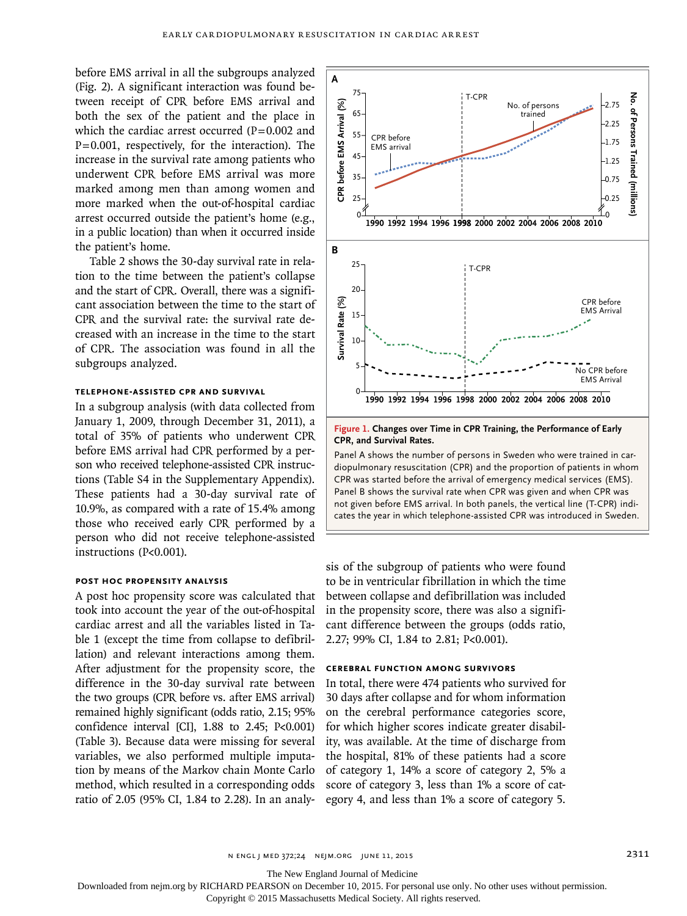before EMS arrival in all the subgroups analyzed (Fig. 2). A significant interaction was found between receipt of CPR before EMS arrival and both the sex of the patient and the place in which the cardiac arrest occurred (P=0.002 and P=0.001, respectively, for the interaction). The increase in the survival rate among patients who underwent CPR before EMS arrival was more marked among men than among women and more marked when the out-of-hospital cardiac arrest occurred outside the patient's home (e.g., in a public location) than when it occurred inside the patient's home.

Table 2 shows the 30-day survival rate in relation to the time between the patient's collapse and the start of CPR. Overall, there was a significant association between the time to the start of CPR and the survival rate: the survival rate decreased with an increase in the time to the start of CPR. The association was found in all the subgroups analyzed.

### Telephone-Assisted CPR and Survival

In a subgroup analysis (with data collected from January 1, 2009, through December 31, 2011), a total of 35% of patients who underwent CPR before EMS arrival had CPR performed by a person who received telephone-assisted CPR instructions (Table S4 in the Supplementary Appendix). These patients had a 30-day survival rate of 10.9%, as compared with a rate of 15.4% among those who received early CPR performed by a person who did not receive telephone-assisted instructions (P<0.001).

### Post Hoc Propensity Analysis

A post hoc propensity score was calculated that took into account the year of the out-of-hospital cardiac arrest and all the variables listed in Table 1 (except the time from collapse to defibrillation) and relevant interactions among them. After adjustment for the propensity score, the difference in the 30-day survival rate between the two groups (CPR before vs. after EMS arrival) remained highly significant (odds ratio, 2.15; 95% confidence interval [CI], 1.88 to 2.45; P<0.001) (Table 3). Because data were missing for several variables, we also performed multiple imputation by means of the Markov chain Monte Carlo method, which resulted in a corresponding odds ratio of 2.05 (95% CI, 1.84 to 2.28). In an analysis of the subgroup of patients who were found to be in ventricular fibrillation in which the time between collapse and defibrillation was included in the propensity score, there was also a significant difference between the groups (odds ratio, 2.27; 99% CI, 1.84 to 2.81; P<0.001).

**Figure 1. Changes over Time in CPR Training, the Performance of Early CPR, and Survival Rates.**

Panel A shows the number of persons in Sweden who were trained in cardiopulmonary resuscitation (CPR) and the proportion of patients in whom CPR was started before the arrival of emergency medical services (EMS). Panel B shows the survival rate when CPR was given and when CPR was not given before EMS arrival. In both panels, the vertical line (T-CPR) indicates the year in which telephone-assisted CPR was introduced in Sweden.

### Cerebral Function among Survivors

In total, there were 474 patients who survived for 30 days after collapse and for whom information on the cerebral performance categories score, for which higher scores indicate greater disability, was available. At the time of discharge from the hospital, 81% of these patients had a score of category 1, 14% a score of category 2, 5% a score of category 3, less than 1% a score of category 4, and less than 1% a score of category 5.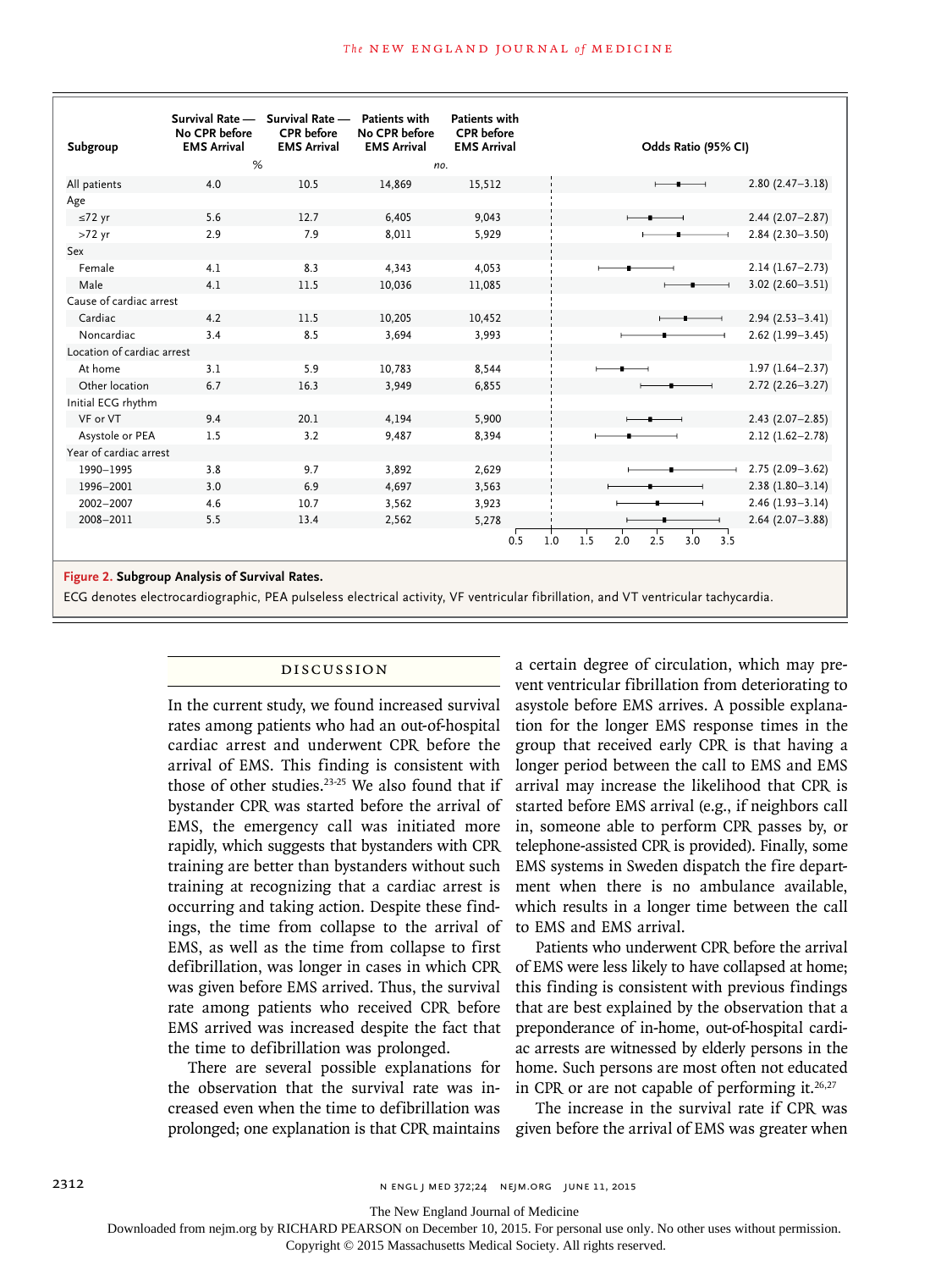| Subgroup | Survival Rate — No CPR before EMS Arrival | Survival Rate — CPR before EMS Arrival | Patients with No CPR before EMS Arrival | Patients with CPR before EMS Arrival | Odds Ratio (95% CI) |
|---|---|---|---|---|---|
| | % | | no. | | |
| All patients | 4.0 | 10.5 | 14,869 | 15,512 | 2.80 (2.47–3.18) |
| Age | | | | | |
| ≤72 yr | 5.6 | 12.7 | 6,405 | 9,043 | 2.44 (2.07–2.87) |
| >72 yr | 2.9 | 7.9 | 8,011 | 5,929 | 2.84 (2.30–3.50) |
| Sex | | | | | |
| Female | 4.1 | 8.3 | 4,343 | 4,053 | 2.14 (1.67–2.73) |
| Male | 4.1 | 11.5 | 10,036 | 11,085 | 3.02 (2.60–3.51) |
| Cause of cardiac arrest | | | | | |
| Cardiac | 4.2 | 11.5 | 10,205 | 10,452 | 2.94 (2.53–3.41) |
| Noncardiac | 3.4 | 8.5 | 3,694 | 3,993 | 2.62 (1.99–3.45) |
| Location of cardiac arrest | | | | | |
| At home | 3.1 | 5.9 | 10,783 | 8,544 | 1.97 (1.64–2.37) |
| Other location | 6.7 | 16.3 | 3,949 | 6,855 | 2.72 (2.26–3.27) |
| Initial ECG rhythm | | | | | |
| VF or VT | 9.4 | 20.1 | 4,194 | 5,900 | 2.43 (2.07–2.85) |
| Asystole or PEA | 1.5 | 3.2 | 9,487 | 8,394 | 2.12 (1.62–2.78) |
| Year of cardiac arrest | | | | | |
| 1990–1995 | 3.8 | 9.7 | 3,892 | 2,629 | 2.75 (2.09–3.62) |
| 1996–2001 | 3.0 | 6.9 | 4,697 | 3,563 | 2.38 (1.80–3.14) |
| 2002–2007 | 4.6 | 10.7 | 3,562 | 3,923 | 2.46 (1.93–3.14) |
| 2008–2011 | 5.5 | 13.4 | 2,562 | 5,278 | 2.64 (2.07–3.88) |

**Figure 2. Subgroup Analysis of Survival Rates.**
ECG denotes electrocardiographic, PEA pulseless electrical activity, VF ventricular fibrillation, and VT ventricular tachycardia.

## Discussion

In the current study, we found increased survival rates among patients who had an out-of-hospital cardiac arrest and underwent CPR before the arrival of EMS. This finding is consistent with those of other studies.[23-25] We also found that if bystander CPR was started before the arrival of EMS, the emergency call was initiated more rapidly, which suggests that bystanders with CPR training are better than bystanders without such training at recognizing that a cardiac arrest is occurring and taking action. Despite these findings, the time from collapse to the arrival of EMS, as well as the time from collapse to first defibrillation, was longer in cases in which CPR was given before EMS arrived. Thus, the survival rate among patients who received CPR before EMS arrived was increased despite the fact that the time to defibrillation was prolonged.

There are several possible explanations for the observation that the survival rate was increased even when the time to defibrillation was prolonged; one explanation is that CPR maintains a certain degree of circulation, which may prevent ventricular fibrillation from deteriorating to asystole before EMS arrives. A possible explanation for the longer EMS response times in the group that received early CPR is that having a longer period between the call to EMS and EMS arrival may increase the likelihood that CPR is started before EMS arrival (e.g., if neighbors call in, someone able to perform CPR passes by, or telephone-assisted CPR is provided). Finally, some EMS systems in Sweden dispatch the fire department when there is no ambulance available, which results in a longer time between the call to EMS and EMS arrival.

Patients who underwent CPR before the arrival of EMS were less likely to have collapsed at home; this finding is consistent with previous findings that are best explained by the observation that a preponderance of in-home, out-of-hospital cardiac arrests are witnessed by elderly persons in the home. Such persons are most often not educated in CPR or are not capable of performing it.[26,27]

The increase in the survival rate if CPR was given before the arrival of EMS was greater when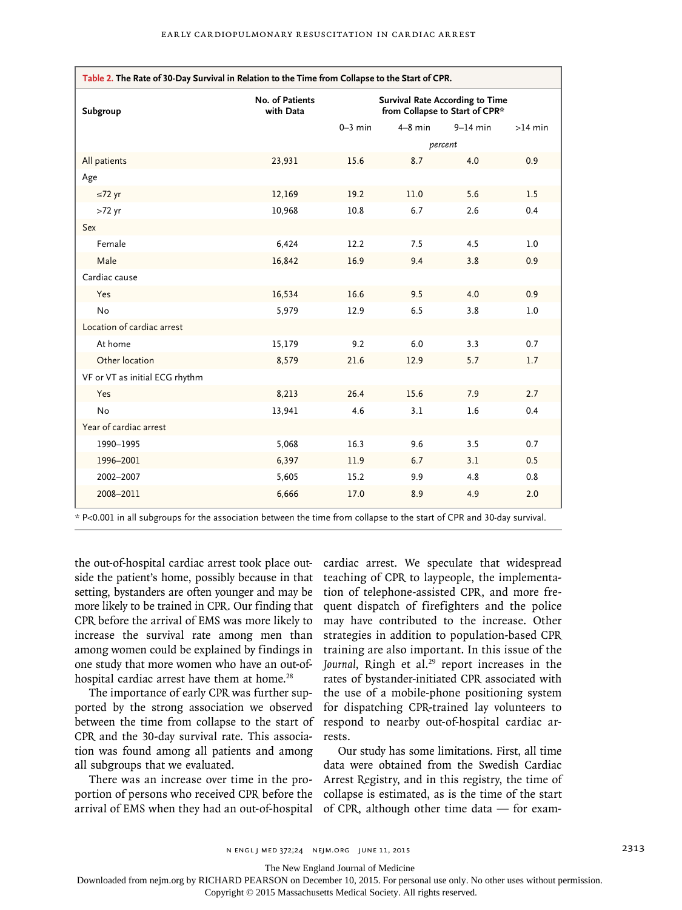**Table 2. The Rate of 30-Day Survival in Relation to the Time from Collapse to the Start of CPR.**

| Subgroup | No. of Patients with Data | Survival Rate According to Time from Collapse to Start of CPR* | | | |
|---|---|---|---|---|---|
| | | 0–3 min | 4–8 min | 9–14 min | >14 min |
| | | *percent* | | | |
| All patients | 23,931 | 15.6 | 8.7 | 4.0 | 0.9 |
| Age | | | | | |
| ≤72 yr | 12,169 | 19.2 | 11.0 | 5.6 | 1.5 |
| >72 yr | 10,968 | 10.8 | 6.7 | 2.6 | 0.4 |
| Sex | | | | | |
| Female | 6,424 | 12.2 | 7.5 | 4.5 | 1.0 |
| Male | 16,842 | 16.9 | 9.4 | 3.8 | 0.9 |
| Cardiac cause | | | | | |
| Yes | 16,534 | 16.6 | 9.5 | 4.0 | 0.9 |
| No | 5,979 | 12.9 | 6.5 | 3.8 | 1.0 |
| Location of cardiac arrest | | | | | |
| At home | 15,179 | 9.2 | 6.0 | 3.3 | 0.7 |
| Other location | 8,579 | 21.6 | 12.9 | 5.7 | 1.7 |
| VF or VT as initial ECG rhythm | | | | | |
| Yes | 8,213 | 26.4 | 15.6 | 7.9 | 2.7 |
| No | 13,941 | 4.6 | 3.1 | 1.6 | 0.4 |
| Year of cardiac arrest | | | | | |
| 1990–1995 | 5,068 | 16.3 | 9.6 | 3.5 | 0.7 |
| 1996–2001 | 6,397 | 11.9 | 6.7 | 3.1 | 0.5 |
| 2002–2007 | 5,605 | 15.2 | 9.9 | 4.8 | 0.8 |
| 2008–2011 | 6,666 | 17.0 | 8.9 | 4.9 | 2.0 |

* P<0.001 in all subgroups for the association between the time from collapse to the start of CPR and 30-day survival.

the out-of-hospital cardiac arrest took place outside the patient's home, possibly because in that setting, bystanders are often younger and may be more likely to be trained in CPR. Our finding that CPR before the arrival of EMS was more likely to increase the survival rate among men than among women could be explained by findings in one study that more women who have an out-of-hospital cardiac arrest have them at home.[28]

The importance of early CPR was further supported by the strong association we observed between the time from collapse to the start of CPR and the 30-day survival rate. This association was found among all patients and among all subgroups that we evaluated.

There was an increase over time in the proportion of persons who received CPR before the arrival of EMS when they had an out-of-hospital cardiac arrest. We speculate that widespread teaching of CPR to laypeople, the implementation of telephone-assisted CPR, and more frequent dispatch of firefighters and the police may have contributed to the increase. Other strategies in addition to population-based CPR training are also important. In this issue of the *Journal*, Ringh et al.[29] report increases in the rates of bystander-initiated CPR associated with the use of a mobile-phone positioning system for dispatching CPR-trained lay volunteers to respond to nearby out-of-hospital cardiac arrests.

Our study has some limitations. First, all time data were obtained from the Swedish Cardiac Arrest Registry, and in this registry, the time of collapse is estimated, as is the time of the start of CPR, although other time data — for exam-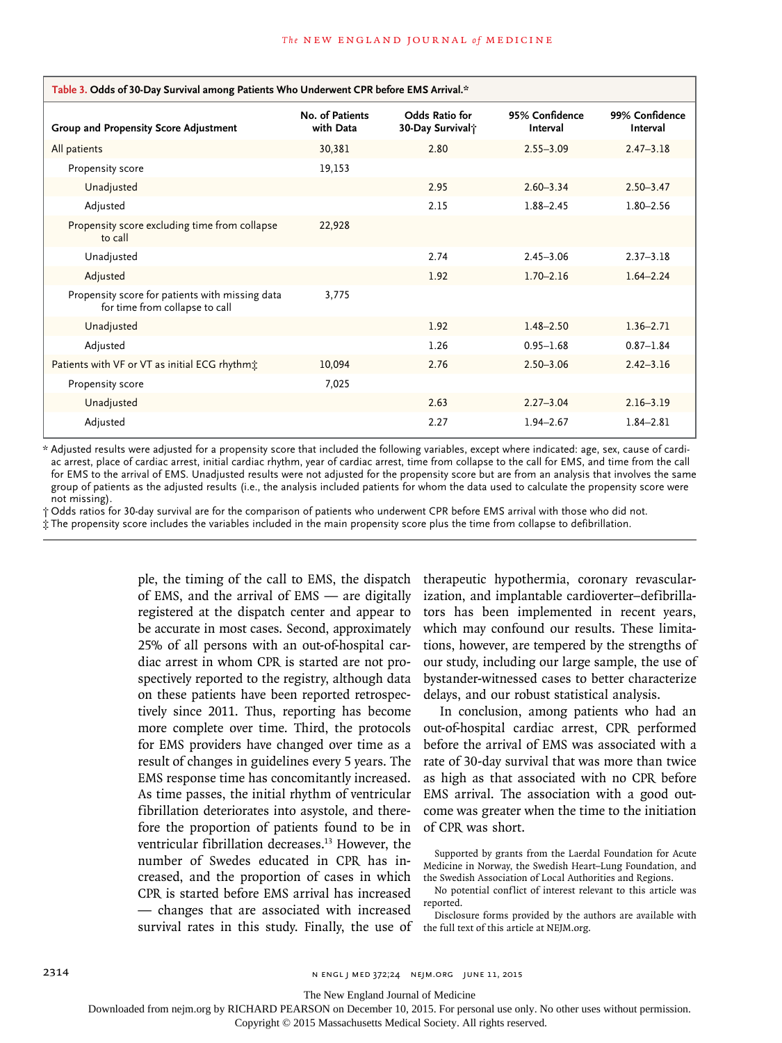**Table 3. Odds of 30-Day Survival among Patients Who Underwent CPR before EMS Arrival.***

| Group and Propensity Score Adjustment | No. of Patients with Data | Odds Ratio for 30-Day Survival† | 95% Confidence Interval | 99% Confidence Interval |
|---|---|---|---|---|
| All patients | 30,381 | 2.80 | 2.55–3.09 | 2.47–3.18 |
| Propensity score | 19,153 | | | |
| Unadjusted | | 2.95 | 2.60–3.34 | 2.50–3.47 |
| Adjusted | | 2.15 | 1.88–2.45 | 1.80–2.56 |
| Propensity score excluding time from collapse to call | 22,928 | | | |
| Unadjusted | | 2.74 | 2.45–3.06 | 2.37–3.18 |
| Adjusted | | 1.92 | 1.70–2.16 | 1.64–2.24 |
| Propensity score for patients with missing data for time from collapse to call | 3,775 | | | |
| Unadjusted | | 1.92 | 1.48–2.50 | 1.36–2.71 |
| Adjusted | | 1.26 | 0.95–1.68 | 0.87–1.84 |
| Patients with VF or VT as initial ECG rhythm‡ | 10,094 | 2.76 | 2.50–3.06 | 2.42–3.16 |
| Propensity score | 7,025 | | | |
| Unadjusted | | 2.63 | 2.27–3.04 | 2.16–3.19 |
| Adjusted | | 2.27 | 1.94–2.67 | 1.84–2.81 |

\* Adjusted results were adjusted for a propensity score that included the following variables, except where indicated: age, sex, cause of cardiac arrest, place of cardiac arrest, initial cardiac rhythm, year of cardiac arrest, time from collapse to the call for EMS, and time from the call for EMS to the arrival of EMS. Unadjusted results were not adjusted for the propensity score but are from an analysis that involves the same group of patients as the adjusted results (i.e., the analysis included patients for whom the data used to calculate the propensity score were not missing).

† Odds ratios for 30-day survival are for the comparison of patients who underwent CPR before EMS arrival with those who did not.

‡ The propensity score includes the variables included in the main propensity score plus the time from collapse to defibrillation.

ple, the timing of the call to EMS, the dispatch of EMS, and the arrival of EMS — are digitally registered at the dispatch center and appear to be accurate in most cases. Second, approximately 25% of all persons with an out-of-hospital cardiac arrest in whom CPR is started are not prospectively reported to the registry, although data on these patients have been reported retrospectively since 2011. Thus, reporting has become more complete over time. Third, the protocols for EMS providers have changed over time as a result of changes in guidelines every 5 years. The EMS response time has concomitantly increased. As time passes, the initial rhythm of ventricular fibrillation deteriorates into asystole, and therefore the proportion of patients found to be in ventricular fibrillation decreases.[13] However, the number of Swedes educated in CPR has increased, and the proportion of cases in which CPR is started before EMS arrival has increased — changes that are associated with increased survival rates in this study. Finally, the use of therapeutic hypothermia, coronary revascularization, and implantable cardioverter–defibrillators has been implemented in recent years, which may confound our results. These limitations, however, are tempered by the strengths of our study, including our large sample, the use of bystander-witnessed cases to better characterize delays, and our robust statistical analysis.

In conclusion, among patients who had an out-of-hospital cardiac arrest, CPR performed before the arrival of EMS was associated with a rate of 30-day survival that was more than twice as high as that associated with no CPR before EMS arrival. The association with a good outcome was greater when the time to the initiation of CPR was short.

Supported by grants from the Laerdal Foundation for Acute Medicine in Norway, the Swedish Heart–Lung Foundation, and the Swedish Association of Local Authorities and Regions.

No potential conflict of interest relevant to this article was reported.

Disclosure forms provided by the authors are available with the full text of this article at NEJM.org.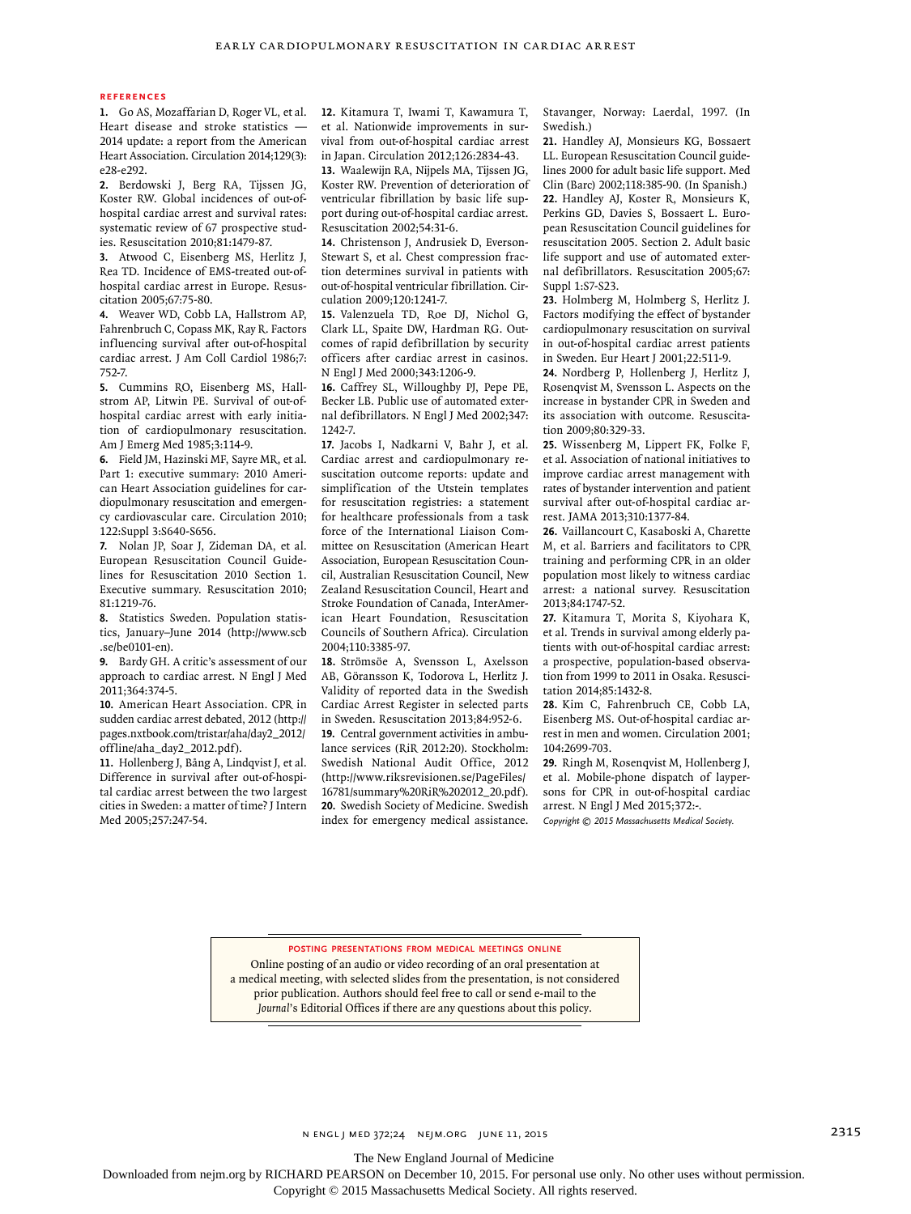## References

1. Go AS, Mozaffarian D, Roger VL, et al. Heart disease and stroke statistics — 2014 update: a report from the American Heart Association. Circulation 2014;129(3):e28-e292.
2. Berdowski J, Berg RA, Tijssen JG, Koster RW. Global incidences of out-of-hospital cardiac arrest and survival rates: systematic review of 67 prospective studies. Resuscitation 2010;81:1479-87.
3. Atwood C, Eisenberg MS, Herlitz J, Rea TD. Incidence of EMS-treated out-of-hospital cardiac arrest in Europe. Resuscitation 2005;67:75-80.
4. Weaver WD, Cobb LA, Hallstrom AP, Fahrenbruch C, Copass MK, Ray R. Factors influencing survival after out-of-hospital cardiac arrest. J Am Coll Cardiol 1986;7:752-7.
5. Cummins RO, Eisenberg MS, Hallstrom AP, Litwin PE. Survival of out-of-hospital cardiac arrest with early initiation of cardiopulmonary resuscitation. Am J Emerg Med 1985;3:114-9.
6. Field JM, Hazinski MF, Sayre MR, et al. Part 1: executive summary: 2010 American Heart Association guidelines for cardiopulmonary resuscitation and emergency cardiovascular care. Circulation 2010;122:Suppl 3:S640-S656.
7. Nolan JP, Soar J, Zideman DA, et al. European Resuscitation Council Guidelines for Resuscitation 2010 Section 1. Executive summary. Resuscitation 2010;81:1219-76.
8. Statistics Sweden. Population statistics, January–June 2014 (http://www.scb.se/be0101-en).
9. Bardy GH. A critic's assessment of our approach to cardiac arrest. N Engl J Med 2011;364:374-5.
10. American Heart Association. CPR in sudden cardiac arrest debated, 2012 (http://pages.nxtbook.com/tristar/aha/day2_2012/offline/aha_day2_2012.pdf).
11. Hollenberg J, Bång A, Lindqvist J, et al. Difference in survival after out-of-hospital cardiac arrest between the two largest cities in Sweden: a matter of time? J Intern Med 2005;257:247-54.
12. Kitamura T, Iwami T, Kawamura T, et al. Nationwide improvements in survival from out-of-hospital cardiac arrest in Japan. Circulation 2012;126:2834-43.
13. Waalewijn RA, Nijpels MA, Tijssen JG, Koster RW. Prevention of deterioration of ventricular fibrillation by basic life support during out-of-hospital cardiac arrest. Resuscitation 2002;54:31-6.
14. Christenson J, Andrusiek D, Everson-Stewart S, et al. Chest compression fraction determines survival in patients with out-of-hospital ventricular fibrillation. Circulation 2009;120:1241-7.
15. Valenzuela TD, Roe DJ, Nichol G, Clark LL, Spaite DW, Hardman RG. Outcomes of rapid defibrillation by security officers after cardiac arrest in casinos. N Engl J Med 2000;343:1206-9.
16. Caffrey SL, Willoughby PJ, Pepe PE, Becker LB. Public use of automated external defibrillators. N Engl J Med 2002;347:1242-7.
17. Jacobs I, Nadkarni V, Bahr J, et al. Cardiac arrest and cardiopulmonary resuscitation outcome reports: update and simplification of the Utstein templates for resuscitation registries: a statement for healthcare professionals from a task force of the International Liaison Committee on Resuscitation (American Heart Association, European Resuscitation Council, Australian Resuscitation Council, New Zealand Resuscitation Council, Heart and Stroke Foundation of Canada, InterAmerican Heart Foundation, Resuscitation Councils of Southern Africa). Circulation 2004;110:3385-97.
18. Strömsöe A, Svensson L, Axelsson AB, Göransson K, Todorova L, Herlitz J. Validity of reported data in the Swedish Cardiac Arrest Register in selected parts in Sweden. Resuscitation 2013;84:952-6.
19. Central government activities in ambulance services (RiR 2012:20). Stockholm: Swedish National Audit Office, 2012 (http://www.riksrevisionen.se/PageFiles/16781/summary%20RiR%202012_20.pdf).
20. Swedish Society of Medicine. Swedish index for emergency medical assistance. Stavanger, Norway: Laerdal, 1997. (In Swedish.)
21. Handley AJ, Monsieurs KG, Bossaert LL. European Resuscitation Council guidelines 2000 for adult basic life support. Med Clin (Barc) 2002;118:385-90. (In Spanish.)
22. Handley AJ, Koster R, Monsieurs K, Perkins GD, Davies S, Bossaert L. European Resuscitation Council guidelines for resuscitation 2005. Section 2. Adult basic life support and use of automated external defibrillators. Resuscitation 2005;67:Suppl 1:S7-S23.
23. Holmberg M, Holmberg S, Herlitz J. Factors modifying the effect of bystander cardiopulmonary resuscitation on survival in out-of-hospital cardiac arrest patients in Sweden. Eur Heart J 2001;22:511-9.
24. Nordberg P, Hollenberg J, Herlitz J, Rosenqvist M, Svensson L. Aspects on the increase in bystander CPR in Sweden and its association with outcome. Resuscitation 2009;80:329-33.
25. Wissenberg M, Lippert FK, Folke F, et al. Association of national initiatives to improve cardiac arrest management with rates of bystander intervention and patient survival after out-of-hospital cardiac arrest. JAMA 2013;310:1377-84.
26. Vaillancourt C, Kasaboski A, Charette M, et al. Barriers and facilitators to CPR training and performing CPR in an older population most likely to witness cardiac arrest: a national survey. Resuscitation 2013;84:1747-52.
27. Kitamura T, Morita S, Kiyohara K, et al. Trends in survival among elderly patients with out-of-hospital cardiac arrest: a prospective, population-based observation from 1999 to 2011 in Osaka. Resuscitation 2014;85:1432-8.
28. Kim C, Fahrenbruch CE, Cobb LA, Eisenberg MS. Out-of-hospital cardiac arrest in men and women. Circulation 2001;104:2699-703.
29. Ringh M, Rosenqvist M, Hollenberg J, et al. Mobile-phone dispatch of laypersons for CPR in out-of-hospital cardiac arrest. N Engl J Med 2015;372:-.

*Copyright © 2015 Massachusetts Medical Society.*

### Posting Presentations from Medical Meetings Online

Online posting of an audio or video recording of an oral presentation at a medical meeting, with selected slides from the presentation, is not considered prior publication. Authors should feel free to call or send e-mail to the *Journal*'s Editorial Offices if there are any questions about this policy.